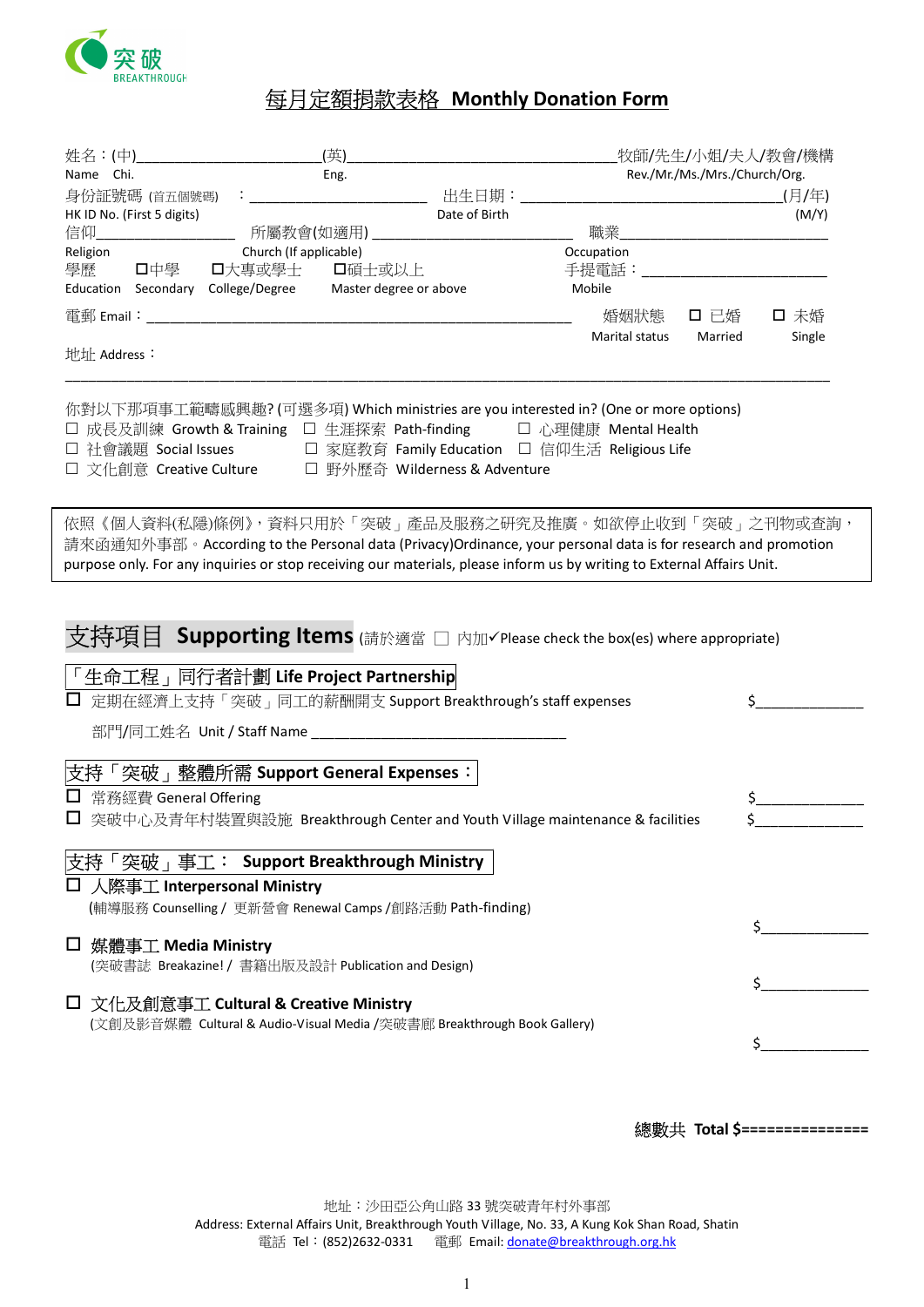突破
BREAKTHROUGH

# 每月定額捐款表格 Monthly Donation Form

姓名：(中)______________________ (英)__________________________________ 牧師/先生/小姐/夫人/教會/機構
Name Chi. Eng. Rev./Mr./Ms./Mrs./Church/Org.

身份証號碼 (首五個號碼) ：______________________ 出生日期：____________________________________(月/年)
HK ID No. (First 5 digits) Date of Birth (M/Y)

信仰__________________ 所屬教會(如適用) __________________________ 職業__________________________
Religion Church (If applicable) Occupation

學歷 □中學 Secondary □大專或學士 College/Degree □碩士或以上 Master degree or above
Education

手提電話：________________________
Mobile

電郵 Email：____________________________________________________________

婚姻狀態 Marital status □ 已婚 Married □ 未婚 Single

地址 Address：

________________________________________________________________________________________________

你對以下那項事工範疇感興趣? (可選多項) Which ministries are you interested in? (One or more options)

- ☐ 成長及訓練 Growth & Training
- ☐ 生涯探索 Path-finding
- ☐ 心理健康 Mental Health
- ☐ 社會議題 Social Issues
- ☐ 家庭教育 Family Education
- ☐ 信仰生活 Religious Life
- ☐ 文化創意 Creative Culture
- ☐ 野外歷奇 Wilderness & Adventure

依照《個人資料(私隱)條例》，資料只用於「突破」產品及服務之研究及推廣。如欲停止收到「突破」之刊物或查詢，請來函通知外事部。According to the Personal data (Privacy)Ordinance, your personal data is for research and promotion purpose only. For any inquiries or stop receiving our materials, please inform us by writing to External Affairs Unit.

## 支持項目 Supporting Items (請於適當 ☐ 內加✓Please check the box(es) where appropriate)

### 「生命工程」同行者計劃 Life Project Partnership

☐ 定期在經濟上支持「突破」同工的薪酬開支 Support Breakthrough's staff expenses $______________

部門/同工姓名 Unit / Staff Name ________________________________

### 支持「突破」整體所需 Support General Expenses：

☐ 常務經費 General Offering $______________

☐ 突破中心及青年村裝置與設施 Breakthrough Center and Youth Village maintenance & facilities $______________

### 支持「突破」事工： Support Breakthrough Ministry

☐ **人際事工 Interpersonal Ministry**
(輔導服務 Counselling / 更新營會 Renewal Camps /創路活動 Path-finding) $______________

☐ **媒體事工 Media Ministry**
(突破書誌 Breakazine! / 書籍出版及設計 Publication and Design) $______________

☐ **文化及創意事工 Cultural & Creative Ministry**
(文創及影音媒體 Cultural & Audio-Visual Media /突破書廊 Breakthrough Book Gallery) $______________

總數共 **Total $===============**

地址：沙田亞公角山路 33 號突破青年村外事部
Address: External Affairs Unit, Breakthrough Youth Village, No. 33, A Kung Kok Shan Road, Shatin
電話 Tel：(852)2632-0331 電郵 Email: donate@breakthrough.org.hk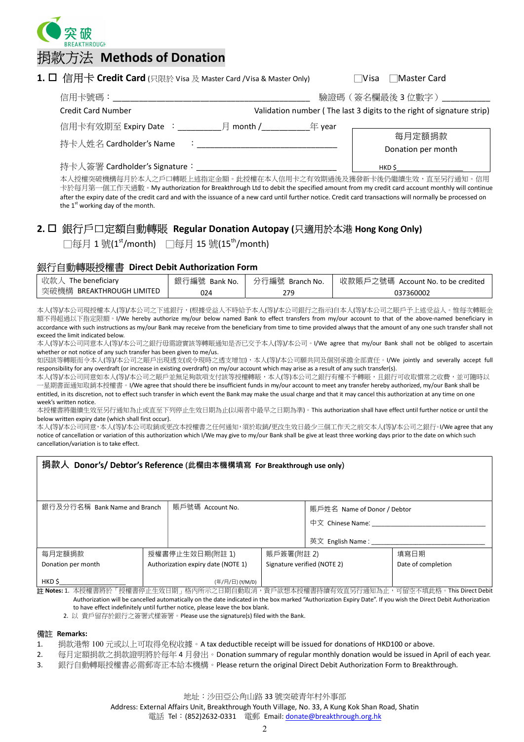突破
BREAKTHROUGH

# 捐款方法 Methods of Donation

## 1. ☐ 信用卡 Credit Card (只限於 Visa 及 Master Card /Visa & Master Only)

☐Visa ☐Master Card

信用卡號碼：\_\_\_\_\_\_\_\_\_\_\_\_\_\_\_\_\_\_\_\_\_\_\_\_\_\_\_\_\_\_\_\_\_\_\_\_ 驗證碼（簽名欄最後 3 位數字）\_\_\_\_\_\_\_\_\_\_
Credit Card Number　　Validation number ( The last 3 digits to the right of signature strip)

信用卡有效期至 Expiry Date ：\_\_\_\_\_\_\_\_\_月 month /\_\_\_\_\_\_\_\_\_\_年 year

持卡人姓名 Cardholder's Name ：\_\_\_\_\_\_\_\_\_\_\_\_\_\_\_\_\_\_\_\_\_\_\_\_\_\_\_\_\_\_

持卡人簽署 Cardholder's Signature：\_\_\_\_\_\_\_\_\_\_\_\_\_\_\_\_\_\_\_\_\_\_\_\_\_\_\_\_\_\_

| 每月定額捐款 Donation per month |
|---|
| HKD $\_\_\_\_\_\_\_\_\_\_\_\_\_\_ |

本人授權突破機構每月於本人之戶口轉賬上述指定金額。此授權在本人信用卡之有效期過後及獲發新卡後仍繼續生效，直至另行通知。信用卡於每月第一個工作天過數。My authorization for Breakthrough Ltd to debit the specified amount from my credit card account monthly will continue after the expiry date of the credit card and with the issuance of a new card until further notice. Credit card transactions will normally be processed on the 1st working day of the month.

## 2. ☐ 銀行戶口定額自動轉賬 Regular Donation Autopay (只適用於本港 Hong Kong Only)

☐每月 1 號(1st/month) ☐每月 15 號(15th/month)

### 銀行自動轉賬授權書 Direct Debit Authorization Form

| 收款人 The beneficiary | 銀行編號 Bank No. | 分行編號 Branch No. | 收款賬戶之號碼 Account No. to be credited |
|---|---|---|---|
| 突破機構 BREAKTHROUGH LIMITED | 024 | 279 | 037360002 |

本人(等)/本公司現授權本人(等)/本公司之下述銀行，(根據受益人不時給予本人(等)/本公司銀行之指示)自本人(等)/本公司之賬戶予上述受益人。惟每次轉賬金額不得超過以下指定限額。I/We hereby authorize my/our below named Bank to effect transfers from my/our account to that of the above-named beneficiary in accordance with such instructions as my/our Bank may receive from the beneficiary from time to time provided always that the amount of any one such transfer shall not exceed the limit indicated below.

本人(等)/本公司同意本人(等)/本公司之銀行毋需證實該等轉賬通知是否已交予本人(等)/本公司。I/We agree that my/our Bank shall not be obliged to ascertain whether or not notice of any such transfer has been given to me/us.

如因該等轉賬而令本人(等)/本公司之賬戶出現透支(或令現時之透支增加)，本人(等)/本公司願共同及個別承擔全部責任。I/We jointly and severally accept full responsibility for any overdraft (or increase in existing overdraft) on my/our account which may arise as a result of any such transfer(s).

本人(等)/本公司同意如本人(等)/本公司之賬戶並無足夠款項支付該等授權轉賬，本人(等)本公司之銀行有權不予轉賬，且銀行可收取慣常之收費，並可隨時以一星期書面通知取銷本授權書。I/We agree that should there be insufficient funds in my/our account to meet any transfer hereby authorized, my/our Bank shall be entitled, in its discretion, not to effect such transfer in which event the Bank may make the usual charge and that it may cancel this authorization at any time on one week's written notice.

本授權書將繼續生效至另行通知為止或直至下列停止生效日期為止(以兩者中最早之日期為準)。This authorization shall have effect until further notice or until the below written expiry date (which shall first occur).

本人(等)/本公司同意，本人(等)/本公司取銷或更改本授權書之任何通知，須於取銷/更改生效日最少三個工作天之前交本人(等)/本公司之銀行。I/We agree that any notice of cancellation or variation of this authorization which I/We may give to my/our Bank shall be give at least three working days prior to the date on which such cancellation/variation is to take effect.

| 捐款人 Donor's/ Debtor's Reference (此欄由本機構填寫 For Breakthrough use only) | | | |
|---|---|---|---|
| 銀行及分行名稱 Bank Name and Branch | 賬戶號碼 Account No. | 賬戶姓名 Name of Donor / Debtor<br>中文 Chinese Name: \_\_\_\_\_\_\_\_\_\_\_\_\_\_\_\_<br>英文 English Name : \_\_\_\_\_\_\_\_\_\_\_\_\_\_\_\_ | |
| 每月定額捐款 Donation per month<br>HKD $\_\_\_\_\_\_\_\_\_\_\_\_ | 授權書停止生效日期(附註 1) Authorization expiry date (NOTE 1)<br>(年/月/日) (Y/M/D) | 賬戶簽署(附註 2) Signature verified (NOTE 2) | 填寫日期 Date of completion |

註 Notes: 1. 本授權書將於「授權書停止生效日期」格內所示之日期自動取消，貴戶欲想本授權書持續有效直至另行通知為止，可留空不填此格。This Direct Debit Authorization will be cancelled automatically on the date indicated in the box marked "Authorization Expiry Date". If you wish the Direct Debit Authorization to have effect indefinitely until further notice, please leave the box blank.

2. 以 貴戶留存於銀行之簽署式樣簽署。Please use the signature(s) filed with the Bank.

### 備註 Remarks:

1. 捐款港幣 100 元或以上可取得免稅收據。A tax deductible receipt will be issued for donations of HKD100 or above.
2. 每月定額捐款之捐款證明將於每年 4 月發出。Donation summary of regular monthly donation would be issued in April of each year.
3. 銀行自動轉賬授權書必需郵寄正本給本機構。Please return the original Direct Debit Authorization Form to Breakthrough.

地址：沙田亞公角山路 33 號突破青年村外事部
Address: External Affairs Unit, Breakthrough Youth Village, No. 33, A Kung Kok Shan Road, Shatin
電話 Tel：(852)2632-0331 電郵 Email: donate@breakthrough.org.hk